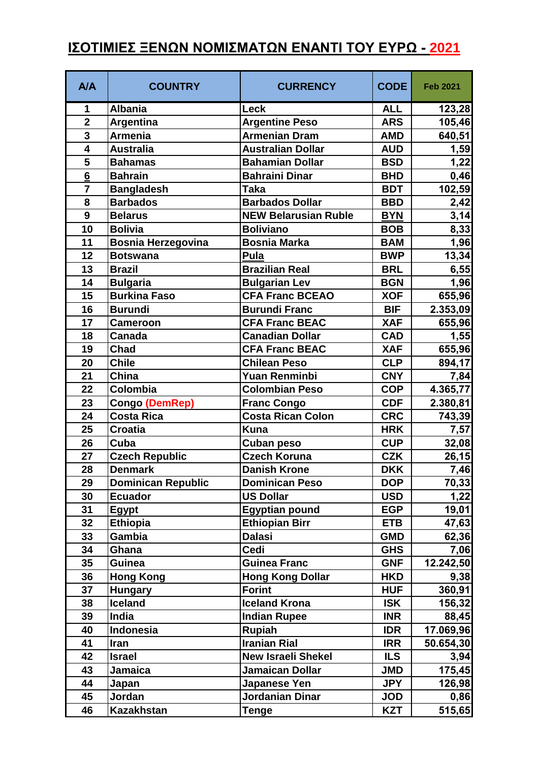# ΙΣΟΤΙΜΙΕΣ ΞΕΝΩΝ ΝΟΜΙΣΜΑΤΩΝ ΕΝΑΝΤΙ ΤΟΥ ΕΥΡΩ - 2021

| A/A | COUNTRY | CURRENCY | CODE | Feb 2021 |
|---|---|---|---|---|
| 1 | Albania | Leck | ALL | 123,28 |
| 2 | Argentina | Argentine Peso | ARS | 105,46 |
| 3 | Armenia | Armenian Dram | AMD | 640,51 |
| 4 | Australia | Australian Dollar | AUD | 1,59 |
| 5 | Bahamas | Bahamian Dollar | BSD | 1,22 |
| 6 | Bahrain | Bahraini Dinar | BHD | 0,46 |
| 7 | Bangladesh | Taka | BDT | 102,59 |
| 8 | Barbados | Barbados Dollar | BBD | 2,42 |
| 9 | Belarus | NEW Belarusian Ruble | BYN | 3,14 |
| 10 | Bolivia | Boliviano | BOB | 8,33 |
| 11 | Bosnia Herzegovina | Bosnia Marka | BAM | 1,96 |
| 12 | Botswana | Pula | BWP | 13,34 |
| 13 | Brazil | Brazilian Real | BRL | 6,55 |
| 14 | Bulgaria | Bulgarian Lev | BGN | 1,96 |
| 15 | Burkina Faso | CFA Franc BCEAO | XOF | 655,96 |
| 16 | Burundi | Burundi Franc | BIF | 2.353,09 |
| 17 | Cameroon | CFA Franc BEAC | XAF | 655,96 |
| 18 | Canada | Canadian Dollar | CAD | 1,55 |
| 19 | Chad | CFA Franc BEAC | XAF | 655,96 |
| 20 | Chile | Chilean Peso | CLP | 894,17 |
| 21 | China | Yuan Renminbi | CNY | 7,84 |
| 22 | Colombia | Colombian Peso | COP | 4.365,77 |
| 23 | Congo (DemRep) | Franc Congo | CDF | 2.380,81 |
| 24 | Costa Rica | Costa Rican Colon | CRC | 743,39 |
| 25 | Croatia | Kuna | HRK | 7,57 |
| 26 | Cuba | Cuban peso | CUP | 32,08 |
| 27 | Czech Republic | Czech Koruna | CZK | 26,15 |
| 28 | Denmark | Danish Krone | DKK | 7,46 |
| 29 | Dominican Republic | Dominican Peso | DOP | 70,33 |
| 30 | Ecuador | US Dollar | USD | 1,22 |
| 31 | Egypt | Egyptian pound | EGP | 19,01 |
| 32 | Ethiopia | Ethiopian Birr | ETB | 47,63 |
| 33 | Gambia | Dalasi | GMD | 62,36 |
| 34 | Ghana | Cedi | GHS | 7,06 |
| 35 | Guinea | Guinea Franc | GNF | 12.242,50 |
| 36 | Hong Kong | Hong Kong Dollar | HKD | 9,38 |
| 37 | Hungary | Forint | HUF | 360,91 |
| 38 | Iceland | Iceland Krona | ISK | 156,32 |
| 39 | India | Indian Rupee | INR | 88,45 |
| 40 | Indonesia | Rupiah | IDR | 17.069,96 |
| 41 | Iran | Iranian Rial | IRR | 50.654,30 |
| 42 | Israel | New Israeli Shekel | ILS | 3,94 |
| 43 | Jamaica | Jamaican Dollar | JMD | 175,45 |
| 44 | Japan | Japanese Yen | JPY | 126,98 |
| 45 | Jordan | Jordanian Dinar | JOD | 0,86 |
| 46 | Kazakhstan | Tenge | KZT | 515,65 |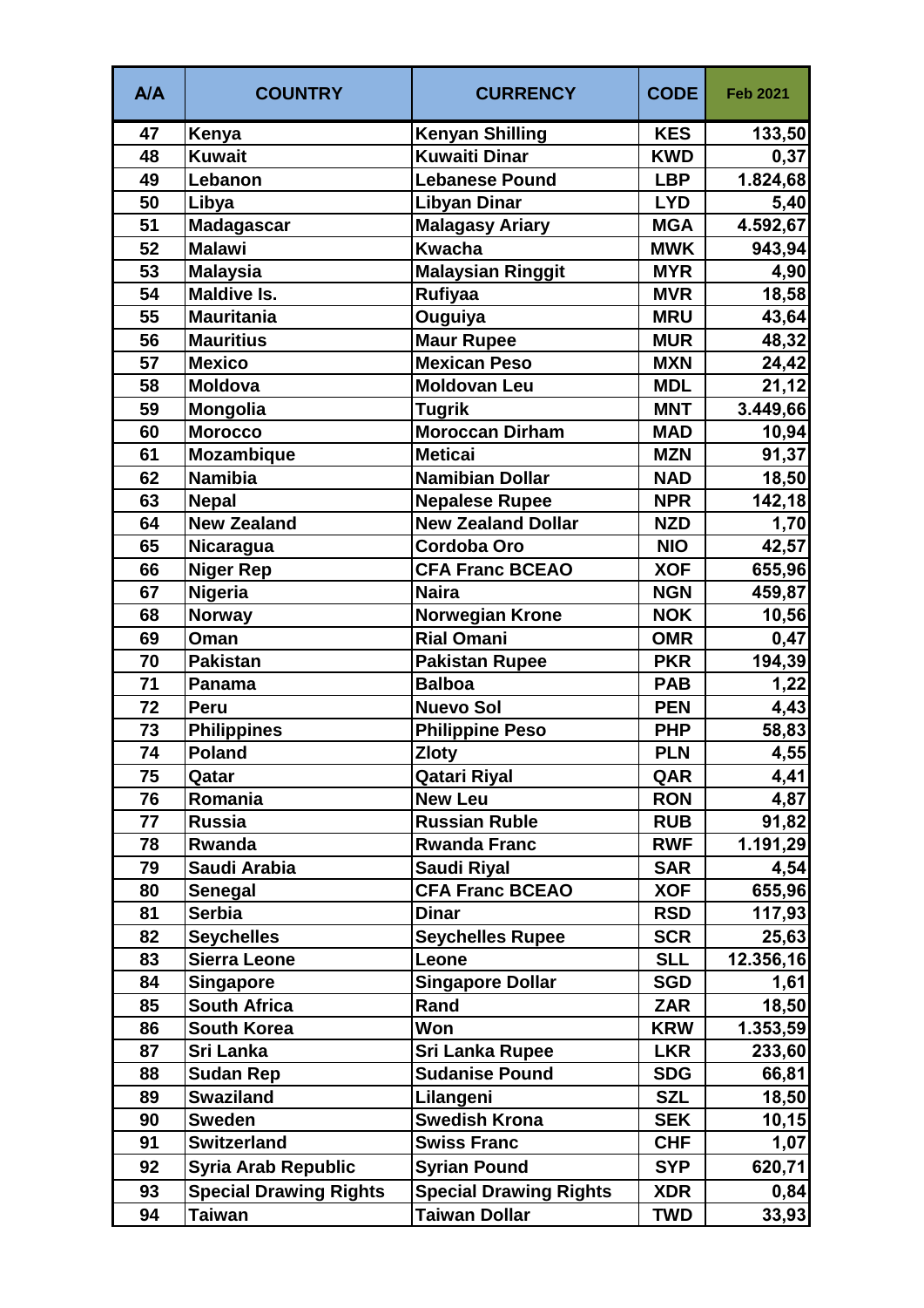| A/A | COUNTRY | CURRENCY | CODE | Feb 2021 |
|---|---|---|---|---|
| 47 | Kenya | Kenyan Shilling | KES | 133,50 |
| 48 | Kuwait | Kuwaiti Dinar | KWD | 0,37 |
| 49 | Lebanon | Lebanese Pound | LBP | 1.824,68 |
| 50 | Libya | Libyan Dinar | LYD | 5,40 |
| 51 | Madagascar | Malagasy Ariary | MGA | 4.592,67 |
| 52 | Malawi | Kwacha | MWK | 943,94 |
| 53 | Malaysia | Malaysian Ringgit | MYR | 4,90 |
| 54 | Maldive Is. | Rufiyaa | MVR | 18,58 |
| 55 | Mauritania | Ouguiya | MRU | 43,64 |
| 56 | Mauritius | Maur Rupee | MUR | 48,32 |
| 57 | Mexico | Mexican Peso | MXN | 24,42 |
| 58 | Moldova | Moldovan Leu | MDL | 21,12 |
| 59 | Mongolia | Tugrik | MNT | 3.449,66 |
| 60 | Morocco | Moroccan Dirham | MAD | 10,94 |
| 61 | Mozambique | Meticai | MZN | 91,37 |
| 62 | Namibia | Namibian Dollar | NAD | 18,50 |
| 63 | Nepal | Nepalese Rupee | NPR | 142,18 |
| 64 | New Zealand | New Zealand Dollar | NZD | 1,70 |
| 65 | Nicaragua | Cordoba Oro | NIO | 42,57 |
| 66 | Niger Rep | CFA Franc BCEAO | XOF | 655,96 |
| 67 | Nigeria | Naira | NGN | 459,87 |
| 68 | Norway | Norwegian Krone | NOK | 10,56 |
| 69 | Oman | Rial Omani | OMR | 0,47 |
| 70 | Pakistan | Pakistan Rupee | PKR | 194,39 |
| 71 | Panama | Balboa | PAB | 1,22 |
| 72 | Peru | Nuevo Sol | PEN | 4,43 |
| 73 | Philippines | Philippine Peso | PHP | 58,83 |
| 74 | Poland | Zloty | PLN | 4,55 |
| 75 | Qatar | Qatari Riyal | QAR | 4,41 |
| 76 | Romania | New Leu | RON | 4,87 |
| 77 | Russia | Russian Ruble | RUB | 91,82 |
| 78 | Rwanda | Rwanda Franc | RWF | 1.191,29 |
| 79 | Saudi Arabia | Saudi Riyal | SAR | 4,54 |
| 80 | Senegal | CFA Franc BCEAO | XOF | 655,96 |
| 81 | Serbia | Dinar | RSD | 117,93 |
| 82 | Seychelles | Seychelles Rupee | SCR | 25,63 |
| 83 | Sierra Leone | Leone | SLL | 12.356,16 |
| 84 | Singapore | Singapore Dollar | SGD | 1,61 |
| 85 | South Africa | Rand | ZAR | 18,50 |
| 86 | South Korea | Won | KRW | 1.353,59 |
| 87 | Sri Lanka | Sri Lanka Rupee | LKR | 233,60 |
| 88 | Sudan Rep | Sudanise Pound | SDG | 66,81 |
| 89 | Swaziland | Lilangeni | SZL | 18,50 |
| 90 | Sweden | Swedish Krona | SEK | 10,15 |
| 91 | Switzerland | Swiss Franc | CHF | 1,07 |
| 92 | Syria Arab Republic | Syrian Pound | SYP | 620,71 |
| 93 | Special Drawing Rights | Special Drawing Rights | XDR | 0,84 |
| 94 | Taiwan | Taiwan Dollar | TWD | 33,93 |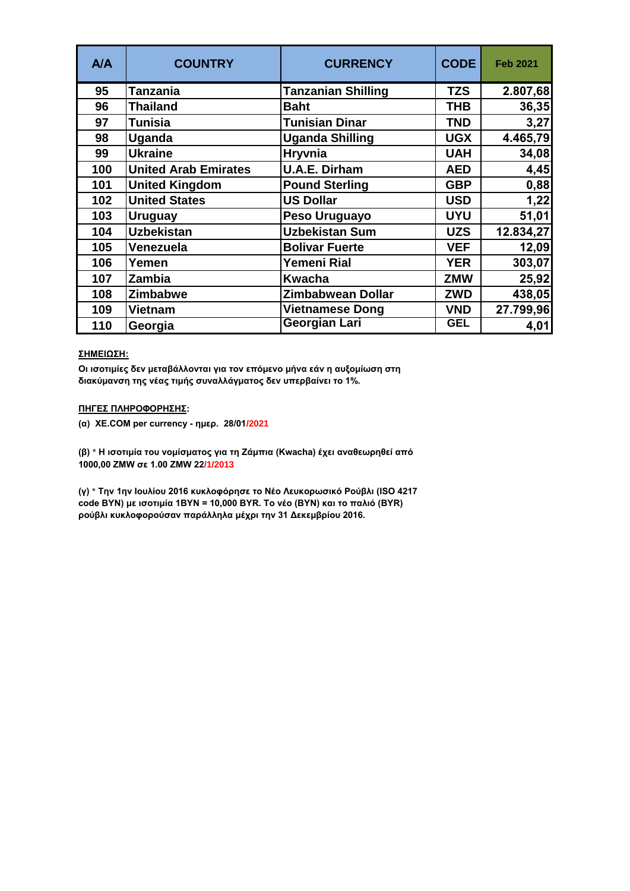| A/A | COUNTRY | CURRENCY | CODE | Feb 2021 |
|---|---|---|---|---|
| 95 | Tanzania | Tanzanian Shilling | TZS | 2.807,68 |
| 96 | Thailand | Baht | THB | 36,35 |
| 97 | Tunisia | Tunisian Dinar | TND | 3,27 |
| 98 | Uganda | Uganda Shilling | UGX | 4.465,79 |
| 99 | Ukraine | Hryvnia | UAH | 34,08 |
| 100 | United Arab Emirates | U.A.E. Dirham | AED | 4,45 |
| 101 | United Kingdom | Pound Sterling | GBP | 0,88 |
| 102 | United States | US Dollar | USD | 1,22 |
| 103 | Uruguay | Peso Uruguayo | UYU | 51,01 |
| 104 | Uzbekistan | Uzbekistan Sum | UZS | 12.834,27 |
| 105 | Venezuela | Bolivar Fuerte | VEF | 12,09 |
| 106 | Yemen | Yemeni Rial | YER | 303,07 |
| 107 | Zambia | Kwacha | ZMW | 25,92 |
| 108 | Zimbabwe | Zimbabwean Dollar | ZWD | 438,05 |
| 109 | Vietnam | Vietnamese Dong | VND | 27.799,96 |
| 110 | Georgia | Georgian Lari | GEL | 4,01 |

**ΣΗΜΕΙΩΣΗ:**

**Οι ισοτιμίες δεν μεταβάλλονται για τον επόμενο μήνα εάν η αυξομίωση στη διακύμανση της νέας τιμής συναλλάγματος δεν υπερβαίνει το 1%.**

**ΠΗΓΕΣ ΠΛΗΡΟΦΟΡΗΣΗΣ:**

**(α) XE.COM per currency - ημερ. 28/01/2021**

**(β) * Η ισοτιμία του νομίσματος για τη Ζάμπια (Kwacha) έχει αναθεωρηθεί από 1000,00 ZMW σε 1.00 ZMW 22/1/2013**

**(γ) * Την 1ην Ιουλίου 2016 κυκλοφόρησε το Νέο Λευκορωσικό Ρούβλι (ISO 4217 code BYN) με ισοτιμία 1BYN = 10,000 BYR. Το νέο (BYN) και το παλιό (BYR) ρούβλι κυκλοφορούσαν παράλληλα μέχρι την 31 Δεκεμβρίου 2016.**